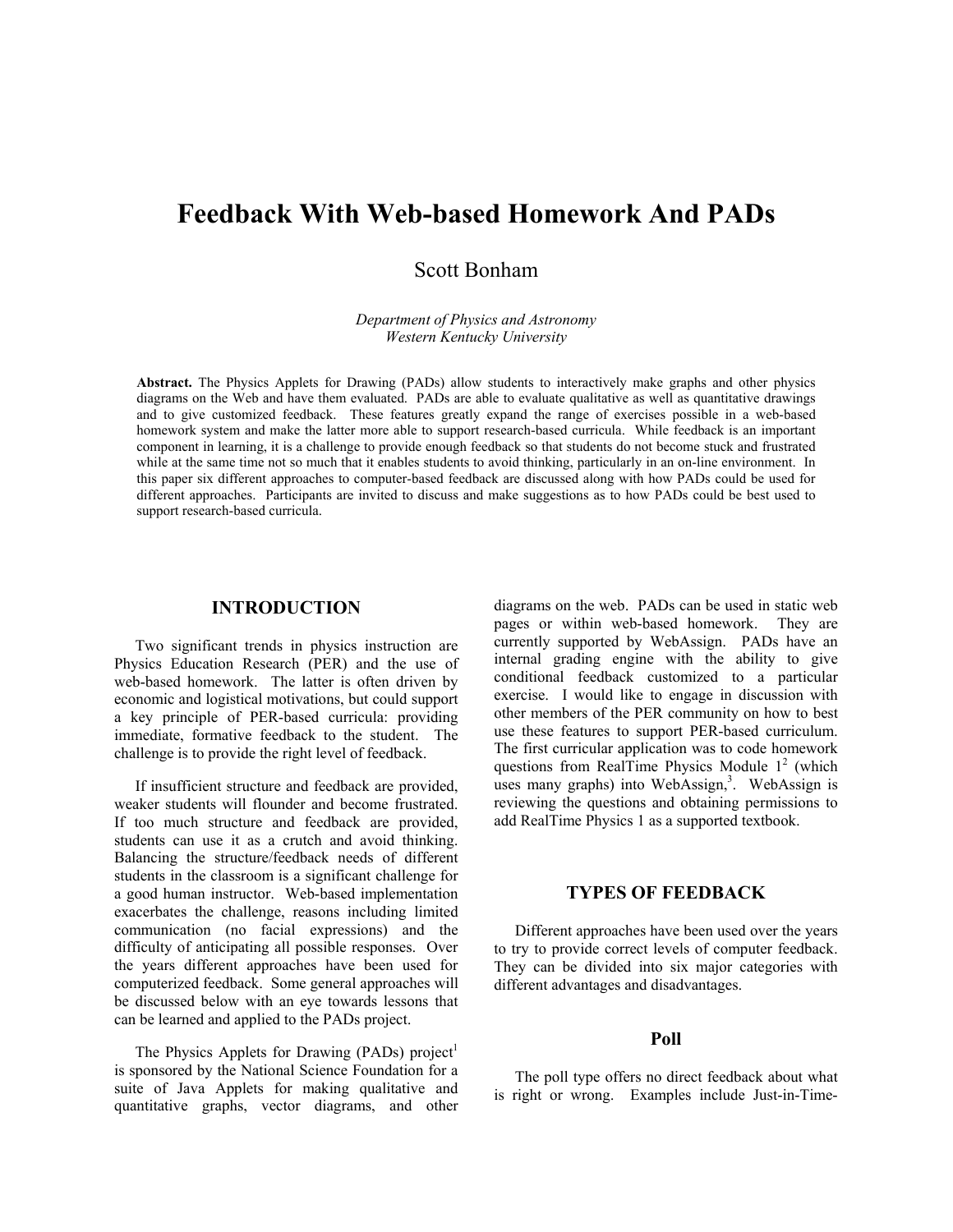# Feedback With Web-based Homework And PADs

Scott Bonham

*Department of Physics and Astronomy*
*Western Kentucky University*

**Abstract.** The Physics Applets for Drawing (PADs) allow students to interactively make graphs and other physics diagrams on the Web and have them evaluated. PADs are able to evaluate qualitative as well as quantitative drawings and to give customized feedback. These features greatly expand the range of exercises possible in a web-based homework system and make the latter more able to support research-based curricula. While feedback is an important component in learning, it is a challenge to provide enough feedback so that students do not become stuck and frustrated while at the same time not so much that it enables students to avoid thinking, particularly in an on-line environment. In this paper six different approaches to computer-based feedback are discussed along with how PADs could be used for different approaches. Participants are invited to discuss and make suggestions as to how PADs could be best used to support research-based curricula.

## INTRODUCTION

Two significant trends in physics instruction are Physics Education Research (PER) and the use of web-based homework. The latter is often driven by economic and logistical motivations, but could support a key principle of PER-based curricula: providing immediate, formative feedback to the student. The challenge is to provide the right level of feedback.

If insufficient structure and feedback are provided, weaker students will flounder and become frustrated. If too much structure and feedback are provided, students can use it as a crutch and avoid thinking. Balancing the structure/feedback needs of different students in the classroom is a significant challenge for a good human instructor. Web-based implementation exacerbates the challenge, reasons including limited communication (no facial expressions) and the difficulty of anticipating all possible responses. Over the years different approaches have been used for computerized feedback. Some general approaches will be discussed below with an eye towards lessons that can be learned and applied to the PADs project.

The Physics Applets for Drawing (PADs) project[1] is sponsored by the National Science Foundation for a suite of Java Applets for making qualitative and quantitative graphs, vector diagrams, and other diagrams on the web. PADs can be used in static web pages or within web-based homework. They are currently supported by WebAssign. PADs have an internal grading engine with the ability to give conditional feedback customized to a particular exercise. I would like to engage in discussion with other members of the PER community on how to best use these features to support PER-based curriculum. The first curricular application was to code homework questions from RealTime Physics Module 1[2] (which uses many graphs) into WebAssign,[3]. WebAssign is reviewing the questions and obtaining permissions to add RealTime Physics 1 as a supported textbook.

## TYPES OF FEEDBACK

Different approaches have been used over the years to try to provide correct levels of computer feedback. They can be divided into six major categories with different advantages and disadvantages.

### Poll

The poll type offers no direct feedback about what is right or wrong. Examples include Just-in-Time-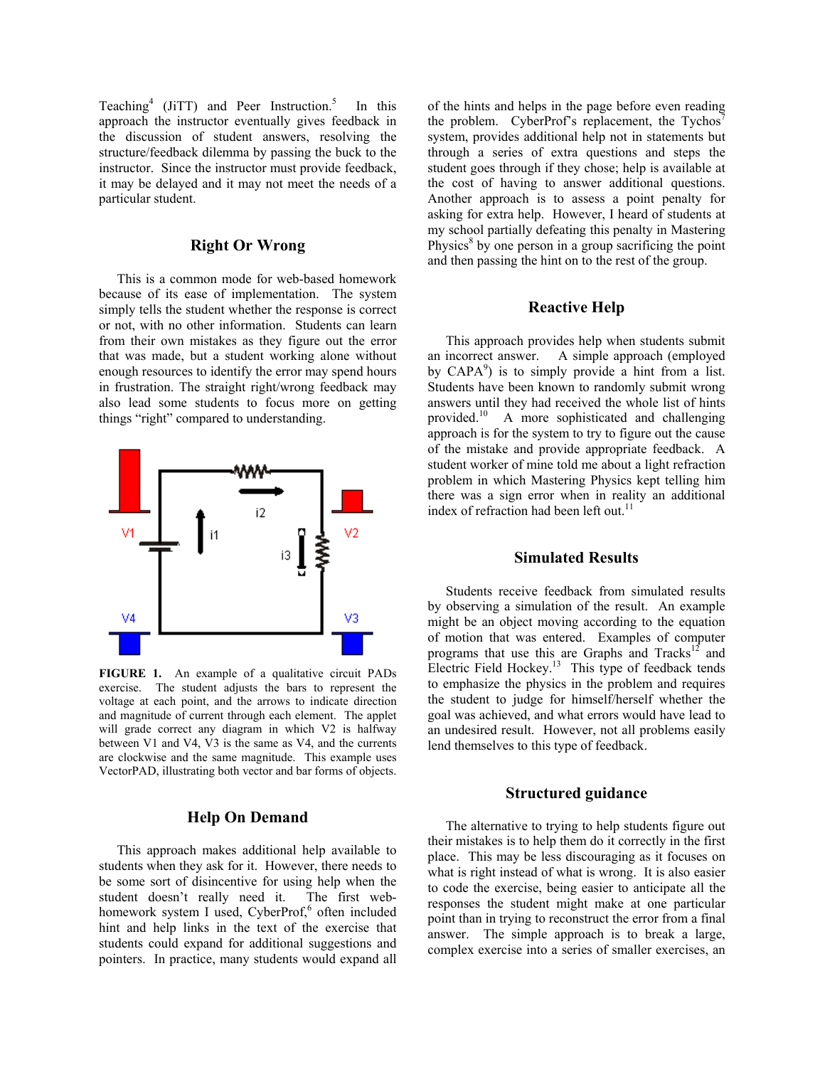Teaching[4] (JiTT) and Peer Instruction.[5] In this approach the instructor eventually gives feedback in the discussion of student answers, resolving the structure/feedback dilemma by passing the buck to the instructor. Since the instructor must provide feedback, it may be delayed and it may not meet the needs of a particular student.

## Right Or Wrong

This is a common mode for web-based homework because of its ease of implementation. The system simply tells the student whether the response is correct or not, with no other information. Students can learn from their own mistakes as they figure out the error that was made, but a student working alone without enough resources to identify the error may spend hours in frustration. The straight right/wrong feedback may also lead some students to focus more on getting things "right" compared to understanding.

**FIGURE 1.** An example of a qualitative circuit PADs exercise. The student adjusts the bars to represent the voltage at each point, and the arrows to indicate direction and magnitude of current through each element. The applet will grade correct any diagram in which V2 is halfway between V1 and V4, V3 is the same as V4, and the currents are clockwise and the same magnitude. This example uses VectorPAD, illustrating both vector and bar forms of objects.

## Help On Demand

This approach makes additional help available to students when they ask for it. However, there needs to be some sort of disincentive for using help when the student doesn't really need it. The first web-homework system I used, CyberProf,[6] often included hint and help links in the text of the exercise that students could expand for additional suggestions and pointers. In practice, many students would expand all of the hints and helps in the page before even reading the problem. CyberProf's replacement, the Tychos[7] system, provides additional help not in statements but through a series of extra questions and steps the student goes through if they chose; help is available at the cost of having to answer additional questions. Another approach is to assess a point penalty for asking for extra help. However, I heard of students at my school partially defeating this penalty in Mastering Physics[8] by one person in a group sacrificing the point and then passing the hint on to the rest of the group.

## Reactive Help

This approach provides help when students submit an incorrect answer. A simple approach (employed by CAPA[9]) is to simply provide a hint from a list. Students have been known to randomly submit wrong answers until they had received the whole list of hints provided.[10] A more sophisticated and challenging approach is for the system to try to figure out the cause of the mistake and provide appropriate feedback. A student worker of mine told me about a light refraction problem in which Mastering Physics kept telling him there was a sign error when in reality an additional index of refraction had been left out.[11]

## Simulated Results

Students receive feedback from simulated results by observing a simulation of the result. An example might be an object moving according to the equation of motion that was entered. Examples of computer programs that use this are Graphs and Tracks[12] and Electric Field Hockey.[13] This type of feedback tends to emphasize the physics in the problem and requires the student to judge for himself/herself whether the goal was achieved, and what errors would have lead to an undesired result. However, not all problems easily lend themselves to this type of feedback.

## Structured guidance

The alternative to trying to help students figure out their mistakes is to help them do it correctly in the first place. This may be less discouraging as it focuses on what is right instead of what is wrong. It is also easier to code the exercise, being easier to anticipate all the responses the student might make at one particular point than in trying to reconstruct the error from a final answer. The simple approach is to break a large, complex exercise into a series of smaller exercises, an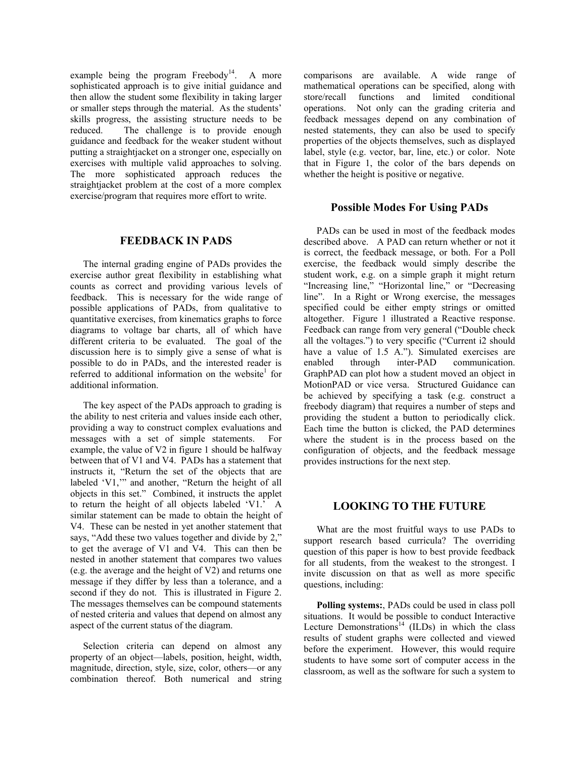example being the program Freebody[14]. A more sophisticated approach is to give initial guidance and then allow the student some flexibility in taking larger or smaller steps through the material. As the students' skills progress, the assisting structure needs to be reduced. The challenge is to provide enough guidance and feedback for the weaker student without putting a straightjacket on a stronger one, especially on exercises with multiple valid approaches to solving. The more sophisticated approach reduces the straightjacket problem at the cost of a more complex exercise/program that requires more effort to write.

## FEEDBACK IN PADS

The internal grading engine of PADs provides the exercise author great flexibility in establishing what counts as correct and providing various levels of feedback. This is necessary for the wide range of possible applications of PADs, from qualitative to quantitative exercises, from kinematics graphs to force diagrams to voltage bar charts, all of which have different criteria to be evaluated. The goal of the discussion here is to simply give a sense of what is possible to do in PADs, and the interested reader is referred to additional information on the website[1] for additional information.

The key aspect of the PADs approach to grading is the ability to nest criteria and values inside each other, providing a way to construct complex evaluations and messages with a set of simple statements. For example, the value of V2 in figure 1 should be halfway between that of V1 and V4. PADs has a statement that instructs it, "Return the set of the objects that are labeled 'V1,'" and another, "Return the height of all objects in this set." Combined, it instructs the applet to return the height of all objects labeled 'V1.' A similar statement can be made to obtain the height of V4. These can be nested in yet another statement that says, "Add these two values together and divide by 2," to get the average of V1 and V4. This can then be nested in another statement that compares two values (e.g. the average and the height of V2) and returns one message if they differ by less than a tolerance, and a second if they do not. This is illustrated in Figure 2. The messages themselves can be compound statements of nested criteria and values that depend on almost any aspect of the current status of the diagram.

Selection criteria can depend on almost any property of an object—labels, position, height, width, magnitude, direction, style, size, color, others—or any combination thereof. Both numerical and string comparisons are available. A wide range of mathematical operations can be specified, along with store/recall functions and limited conditional operations. Not only can the grading criteria and feedback messages depend on any combination of nested statements, they can also be used to specify properties of the objects themselves, such as displayed label, style (e.g. vector, bar, line, etc.) or color. Note that in Figure 1, the color of the bars depends on whether the height is positive or negative.

### Possible Modes For Using PADs

PADs can be used in most of the feedback modes described above. A PAD can return whether or not it is correct, the feedback message, or both. For a Poll exercise, the feedback would simply describe the student work, e.g. on a simple graph it might return "Increasing line," "Horizontal line," or "Decreasing line". In a Right or Wrong exercise, the messages specified could be either empty strings or omitted altogether. Figure 1 illustrated a Reactive response. Feedback can range from very general ("Double check all the voltages.") to very specific ("Current i2 should have a value of 1.5 A."). Simulated exercises are enabled through inter-PAD communication. GraphPAD can plot how a student moved an object in MotionPAD or vice versa. Structured Guidance can be achieved by specifying a task (e.g. construct a freebody diagram) that requires a number of steps and providing the student a button to periodically click. Each time the button is clicked, the PAD determines where the student is in the process based on the configuration of objects, and the feedback message provides instructions for the next step.

## LOOKING TO THE FUTURE

What are the most fruitful ways to use PADs to support research based curricula? The overriding question of this paper is how to best provide feedback for all students, from the weakest to the strongest. I invite discussion on that as well as more specific questions, including:

**Polling systems:**, PADs could be used in class poll situations. It would be possible to conduct Interactive Lecture Demonstrations[14] (ILDs) in which the class results of student graphs were collected and viewed before the experiment. However, this would require students to have some sort of computer access in the classroom, as well as the software for such a system to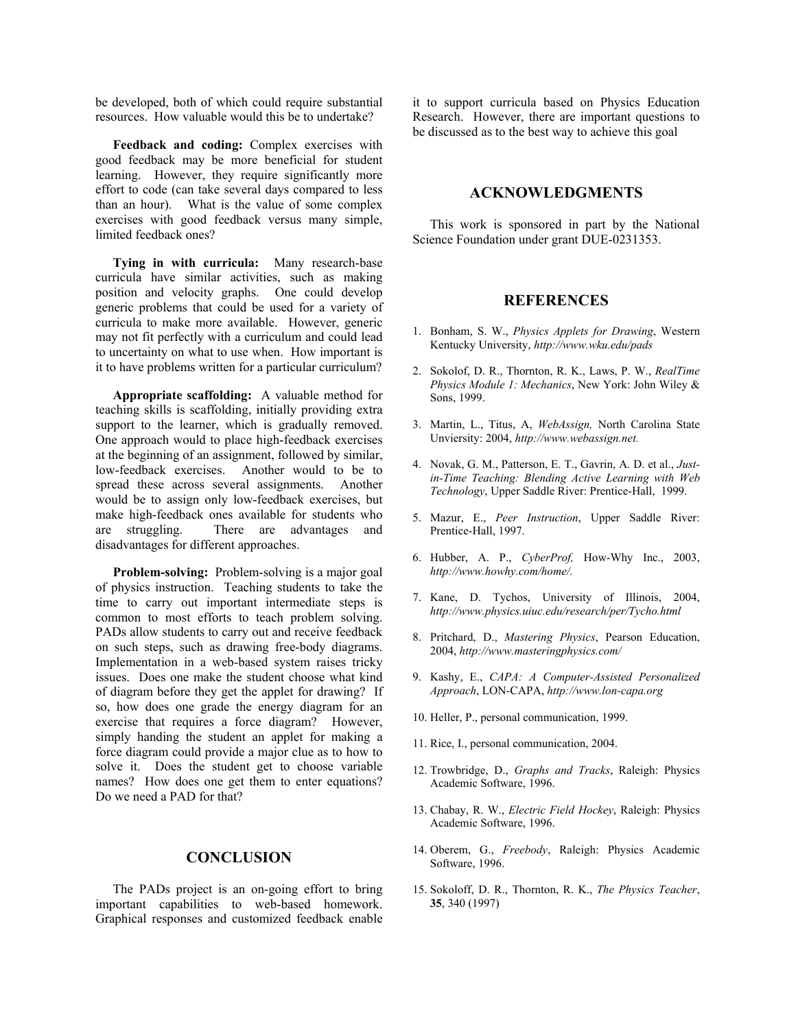be developed, both of which could require substantial resources. How valuable would this be to undertake?

**Feedback and coding:** Complex exercises with good feedback may be more beneficial for student learning. However, they require significantly more effort to code (can take several days compared to less than an hour). What is the value of some complex exercises with good feedback versus many simple, limited feedback ones?

**Tying in with curricula:** Many research-base curricula have similar activities, such as making position and velocity graphs. One could develop generic problems that could be used for a variety of curricula to make more available. However, generic may not fit perfectly with a curriculum and could lead to uncertainty on what to use when. How important is it to have problems written for a particular curriculum?

**Appropriate scaffolding:** A valuable method for teaching skills is scaffolding, initially providing extra support to the learner, which is gradually removed. One approach would to place high-feedback exercises at the beginning of an assignment, followed by similar, low-feedback exercises. Another would to be to spread these across several assignments. Another would be to assign only low-feedback exercises, but make high-feedback ones available for students who are struggling. There are advantages and disadvantages for different approaches.

**Problem-solving:** Problem-solving is a major goal of physics instruction. Teaching students to take the time to carry out important intermediate steps is common to most efforts to teach problem solving. PADs allow students to carry out and receive feedback on such steps, such as drawing free-body diagrams. Implementation in a web-based system raises tricky issues. Does one make the student choose what kind of diagram before they get the applet for drawing? If so, how does one grade the energy diagram for an exercise that requires a force diagram? However, simply handing the student an applet for making a force diagram could provide a major clue as to how to solve it. Does the student get to choose variable names? How does one get them to enter equations? Do we need a PAD for that?

## CONCLUSION

The PADs project is an on-going effort to bring important capabilities to web-based homework. Graphical responses and customized feedback enable it to support curricula based on Physics Education Research. However, there are important questions to be discussed as to the best way to achieve this goal

## ACKNOWLEDGMENTS

This work is sponsored in part by the National Science Foundation under grant DUE-0231353.

## REFERENCES

1. Bonham, S. W., *Physics Applets for Drawing*, Western Kentucky University, *http://www.wku.edu/pads*
2. Sokolof, D. R., Thornton, R. K., Laws, P. W., *RealTime Physics Module 1: Mechanics*, New York: John Wiley & Sons, 1999.
3. Martin, L., Titus, A, *WebAssign,* North Carolina State Unviersity: 2004, *http://www.webassign.net.*
4. Novak, G. M., Patterson, E. T., Gavrin, A. D. et al., *Just-in-Time Teaching: Blending Active Learning with Web Technology*, Upper Saddle River: Prentice-Hall, 1999.
5. Mazur, E., *Peer Instruction*, Upper Saddle River: Prentice-Hall, 1997.
6. Hubber, A. P., *CyberProf,* How-Why Inc., 2003, *http://www.howhy.com/home/.*
7. Kane, D. Tychos, University of Illinois, 2004, *http://www.physics.uiuc.edu/research/per/Tycho.html*
8. Pritchard, D., *Mastering Physics*, Pearson Education, 2004, *http://www.masteringphysics.com/*
9. Kashy, E., *CAPA: A Computer-Assisted Personalized Approach*, LON-CAPA, *http://www.lon-capa.org*
10. Heller, P., personal communication, 1999.
11. Rice, I., personal communication, 2004.
12. Trowbridge, D., *Graphs and Tracks*, Raleigh: Physics Academic Software, 1996.
13. Chabay, R. W., *Electric Field Hockey*, Raleigh: Physics Academic Software, 1996.
14. Oberem, G., *Freebody*, Raleigh: Physics Academic Software, 1996.
15. Sokoloff, D. R., Thornton, R. K., *The Physics Teacher*, **35**, 340 (1997)